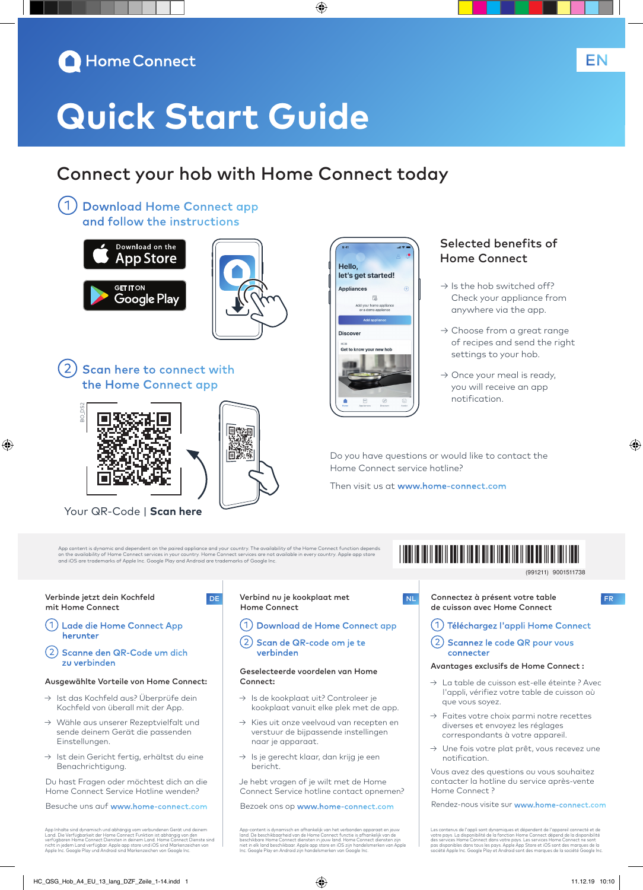Home Connect

EN

# Quick Start Guide

## Connect your hob with Home Connect today

1. Download Home Connect app and follow the instructions

Download on the App Store

GET IT ON Google Play

2. Scan here to connect with the Home Connect app

BO_DS2

Your QR-Code | **Scan here**

### Selected benefits of Home Connect

→ Is the hob switched off? Check your appliance from anywhere via the app.

→ Choose from a great range of recipes and send the right settings to your hob.

→ Once your meal is ready, you will receive an app notification.

Do you have questions or would like to contact the Home Connect service hotline?

Then visit us at **www.home-connect.com**

App content is dynamic and dependent on the paired appliance and your country. The availability of the Home Connect function depends on the availability of Home Connect services in your country. Home Connect services are not available in every country. Apple app store and iOS are trademarks of Apple Inc. Google Play and Android are trademarks of Google Inc.

(991211) 9001511738

---

DE

Verbinde jetzt dein Kochfeld mit Home Connect

1. Lade die Home Connect App herunter
2. Scanne den QR-Code um dich zu verbinden

**Ausgewählte Vorteile von Home Connect:**

→ Ist das Kochfeld aus? Überprüfe dein Kochfeld von überall mit der App.

→ Wähle aus unserer Rezeptvielfalt und sende deinem Gerät die passenden Einstellungen.

→ Ist dein Gericht fertig, erhältst du eine Benachrichtigung.

Du hast Fragen oder möchtest dich an die Home Connect Service Hotline wenden?

Besuche uns auf **www.home-connect.com**

App Inhalte sind dynamisch und abhängig vom verbundenen Gerät und deinem Land. Die Verfügbarkeit der Home Connect Funktion ist abhängig von den verfügbaren Home Connect Diensten in deinem Land. Home Connect Dienste sind nicht in jedem Land verfügbar. Apple app store und iOS sind Markenzeichen von Apple Inc. Google Play und Android sind Markenzeichen von Google Inc.

---

NL

Verbind nu je kookplaat met Home Connect

1. Download de Home Connect app
2. Scan de QR-code om je te verbinden

**Geselecteerde voordelen van Home Connect:**

→ Is de kookplaat uit? Controleer je kookplaat vanuit elke plek met de app.

→ Kies uit onze veelvoud van recepten en verstuur de bijpassende instellingen naar je apparaat.

→ Is je gerecht klaar, dan krijg je een bericht.

Je hebt vragen of je wilt met de Home Connect Service hotline contact opnemen?

Bezoek ons op **www.home-connect.com**

App-content is dynamisch en afhankelijk van het verbonden apparaat en jouw land. De beschikbaarheid van de Home Connect functie is afhankelijk van de beschikbare Home Connect diensten in jouw land. Home Connect diensten zijn niet in elk land beschikbaar. Apple app store en iOS zijn handelsmerken van Apple Inc. Google Play en Android zijn handelsmerken van Google Inc.

---

FR

Connectez à présent votre table de cuisson avec Home Connect

1. Téléchargez l'appli Home Connect
2. Scannez le code QR pour vous connecter

**Avantages exclusifs de Home Connect :**

→ La table de cuisson est-elle éteinte ? Avec l'appli, vérifiez votre table de cuisson où que vous soyez.

→ Faites votre choix parmi notre recettes diverses et envoyez les réglages correspondants à votre appareil.

→ Une fois votre plat prêt, vous recevez une notification.

Vous avez des questions ou vous souhaitez contacter la hotline du service après-vente Home Connect ?

Rendez-nous visite sur **www.home-connect.com**

Les contenus de l'appli sont dynamiques et dépendent de l'appareil connecté et de votre pays. La disponibilité de la fonction Home Connect dépend de la disponibilité des services Home Connect dans votre pays. Les services Home Connect ne sont pas disponibles dans tous les pays. Apple App Store et iOS sont des marques de la société Apple Inc. Google Play et Android sont des marques de la société Google Inc.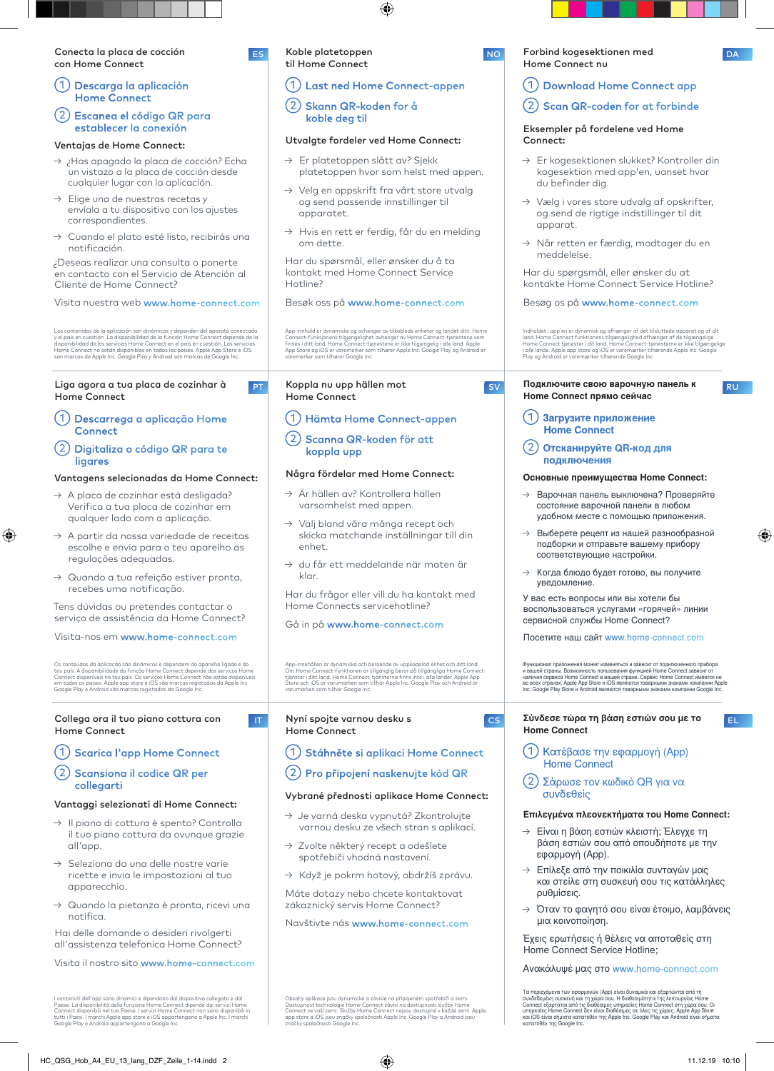## Conecta la placa de cocción con Home Connect

ES

1. Descarga la aplicación Home Connect
2. Escanea el código QR para establecer la conexión

### Ventajas de Home Connect:

→ ¿Has apagado la placa de cocción? Echa un vistazo a la placa de cocción desde cualquier lugar con la aplicación.

→ Elige una de nuestras recetas y envíala a tu dispositivo con los ajustes correspondientes.

→ Cuando el plato esté listo, recibirás una notificación.

¿Deseas realizar una consulta o ponerte en contacto con el Servicio de Atención al Cliente de Home Connect?

Visita nuestra web www.home-connect.com

Los contenidos de la aplicación son dinámicos y dependen del aparato conectado y el país en cuestión. La disponibilidad de la función Home Connect depende de la disponibilidad de los servicios Home Connect en el país en cuestión. Los servicios Home Connect no están disponibles en todos los países. Apple App Store e iOS son marcas de Apple Inc. Google Play y Android son marcas de Google Inc.

## Koble platetoppen til Home Connect

NO

1. Last ned Home Connect-appen
2. Skann QR-koden for å koble deg til

### Utvalgte fordeler ved Home Connect:

→ Er platetoppen slått av? Sjekk platetoppen hvor som helst med appen.

→ Velg en oppskrift fra vårt store utvalg og send passende innstillinger til apparatet.

→ Hvis en rett er ferdig, får du en melding om dette.

Har du spørsmål, eller ønsker du å ta kontakt med Home Connect Service Hotline?

Besøk oss på www.home-connect.com

App-innhold er dynamiske og avhenger av tilkoblede enheter og landet ditt. Home Connect-funksjonens tilgjengelighet avhenger av Home Connect-tjenestene som finnes i ditt land. Home Connect-tjenestene er ikke tilgjengelig i alle land. Apple App Store og iOS er varemerker som tilhører Apple Inc. Google Play og Android er varemerker som tilhører Google Inc.

## Forbind kogesektionen med Home Connect nu

DA

1. Download Home Connect app
2. Scan QR-coden for at forbinde

### Eksempler på fordelene ved Home Connect:

→ Er kogesektionen slukket? Kontroller din kogesektion med app'en, uanset hvor du befinder dig.

→ Vælg i vores store udvalg af opskrifter, og send de rigtige indstillinger til dit apparat.

→ Når retten er færdig, modtager du en meddelelse.

Har du spørgsmål, eller ønsker du at kontakte Home Connect Service Hotline?

Besøg os på www.home-connect.com

Indholdet i app'en er dynamisk og afhænger af det tilsluttede apparat og af dit land. Home Connect funktionens tilgængelighed afhænger af de tilgængelige Home Connect tjenester i dit land. Home Connect tjenesterne er ikke tilgængelige i alle lande. Apple app store og iOS er varemærker tilhørende Apple Inc. Google Play og Android er varemærker tilhørende Google Inc.

## Liga agora a tua placa de cozinhar à Home Connect

PT

1. Descarrega a aplicação Home Connect
2. Digitaliza o código QR para te ligares

### Vantagens selecionadas da Home Connect:

→ A placa de cozinhar está desligada? Verifica a tua placa de cozinhar em qualquer lado com a aplicação.

→ A partir da nossa variedade de receitas escolhe e envia para o teu aparelho as regulações adequadas.

→ Quando a tua refeição estiver pronta, recebes uma notificação.

Tens dúvidas ou pretendes contactar o serviço de assistência da Home Connect?

Visita-nos em www.home-connect.com

Os conteúdos da aplicação são dinâmicos e dependem do aparelho ligado e do teu país. A disponibilidade da função Home Connect depende dos serviços Home Connect disponíveis no teu país. Os serviços Home Connect não estão disponíveis em todos os países. Apple app store e iOS são marcas registadas da Apple Inc. Google Play e Android são marcas registadas da Google Inc.

## Koppla nu upp hällen mot Home Connect

SV

1. Hämta Home Connect-appen
2. Scanna QR-koden för att koppla upp

### Några fördelar med Home Connect:

→ Är hällen av? Kontrollera hällen varsomhelst med appen.

→ Välj bland våra många recept och skicka matchande inställningar till din enhet.

→ du får ett meddelande när maten är klar.

Har du frågor eller vill du ha kontakt med Home Connects servicehotline?

Gå in på www.home-connect.com

App-innehållen är dynamiska och beroende av uppkopplad enhet och ditt land. Om Home Connect-funktionen är tillgänglig beror på tillgängliga Home Connect-tjänster i ditt land. Home Connect-tjänsterna finns inte i alla länder. Apple App Store och iOS är varumärken som tillhör Apple Inc. Google Play och Android är varumärken som tillhör Google Inc.

## Подключите свою варочную панель к Home Connect прямо сейчас

RU

1. Загрузите приложение Home Connect
2. Отсканируйте QR-код для подключения

### Основные преимущества Home Connect:

→ Варочная панель выключена? Проверяйте состояние варочной панели в любом удобном месте с помощью приложения.

→ Выберете рецепт из нашей разнообразной подборки и отправьте вашему прибору соответствующие настройки.

→ Когда блюдо будет готово, вы получите уведомление.

У вас есть вопросы или вы хотели бы воспользоваться услугами «горячей» линии сервисной службы Home Connect?

Посетите наш сайт www.home-connect.com

Функционал приложения может изменяться и зависит от подключенного прибора и вашей страны. Возможность пользования функцией Home Connect зависит от наличия сервиса Home Connect в вашей стране. Сервис Home Connect имеется не во всех странах. Apple App Store и iOS являются товарными знаками компании Apple Inc. Google Play Store и Android являются товарными знаками компании Google Inc.

## Collega ora il tuo piano cottura con Home Connect

IT

1. Scarica l'app Home Connect
2. Scansiona il codice QR per collegarti

### Vantaggi selezionati di Home Connect:

→ Il piano di cottura è spento? Controlla il tuo piano cottura da ovunque grazie all'app.

→ Seleziona da una delle nostre varie ricette e invia le impostazioni al tuo apparecchio.

→ Quando la pietanza è pronta, ricevi una notifica.

Hai delle domande o desideri rivolgerti all'assistenza telefonica Home Connect?

Visita il nostro sito www.home-connect.com

I contenuti dell'app sono dinamici e dipendono dal dispositivo collegato e dal Paese. La disponibilità della funzione Home Connect dipende dai servizi Home Connect disponibili nel tuo Paese. I servizi Home Connect non sono disponibili in tutti i Paesi. I marchi Apple app store e iOS appartengono a Apple Inc. I marchi Google Play e Android appartengono a Google Inc.

## Nyní spojte varnou desku s Home Connect

CS

1. Stáhněte si aplikaci Home Connect
2. Pro připojení naskenujte kód QR

### Vybrané přednosti aplikace Home Connect:

→ Je varná deska vypnutá? Zkontrolujte varnou desku ze všech stran s aplikací.

→ Zvolte některý recept a odešlete spotřebiči vhodná nastavení.

→ Když je pokrm hotový, obdržíš zprávu.

Máte dotazy nebo chcete kontaktovat zákaznický servis Home Connect?

Navštivte nás www.home-connect.com

Obsahy aplikace jsou dynamické a závislé na připojeném spotřebiči a zemi. Dostupnost funkce aplikace Home Connect závisí na dostupnosti služby Home Connect ve vaší zemi. Služby Home Connect nejsou dostupné v každé zemi. Apple app store a iOS jsou značky společnosti Apple Inc. Google Play a Android jsou značky společnosti Google Inc.

## Σύνδεσε τώρα τη βάση εστιών σου με το Home Connect

EL

1. Κατέβασε την εφαρμογή (App) Home Connect
2. Σάρωσε τον κωδικό QR για να συνδεθείς

### Επιλεγμένα πλεονεκτήματα του Home Connect:

→ Είναι η βάση εστιών κλειστή; Έλεγχε τη βάση εστιών σου από οπουδήποτε με την εφαρμογή (App).

→ Επίλεξε από την ποικιλία συνταγών μας και στείλε στη συσκευή σου τις κατάλληλες ρυθμίσεις.

→ Όταν το φαγητό σου είναι έτοιμο, λαμβάνεις μια κοινοποίηση.

Έχεις ερωτήσεις ή θέλεις να αποταθείς στη Home Connect Service Hotline;

Ανακάλυψέ μας στο www.home-connect.com

Τα περιεχόμενα των εφαρμογών (App) είναι δυναμικά και εξαρτώνται από τη συνδεδεμένη συσκευή και τη χώρα σου. Η διαθεσιμότητα της λειτουργίας Home Connect εξαρτάται από τις διαθέσιμες υπηρεσίες Home Connect στη χώρα σου. Οι υπηρεσίες Home Connect δεν είναι διαθέσιμες σε όλες τις χώρες. Apple App Store και iOS είναι σήματα κατατεθέν της Apple Inc. Google Play και Android είναι σήματα κατατεθέν της Google Inc.